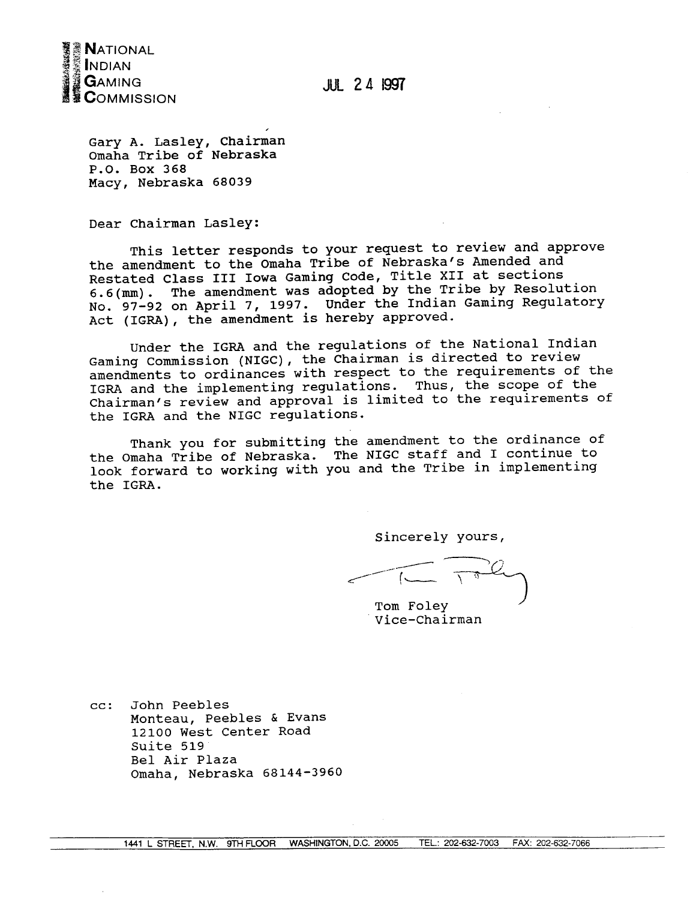**NATIONAL INDIAN GAMING COMMISSION**

JUL 24 1997

Gary A. Lasley, Chairman
Omaha Tribe of Nebraska
P.O. Box 368
Macy, Nebraska 68039

Dear Chairman Lasley:

This letter responds to your request to review and approve the amendment to the Omaha Tribe of Nebraska's Amended and Restated Class III Iowa Gaming Code, Title XII at sections 6.6(mm). The amendment was adopted by the Tribe by Resolution No. 97-92 on April 7, 1997. Under the Indian Gaming Regulatory Act (IGRA), the amendment is hereby approved.

Under the IGRA and the regulations of the National Indian Gaming Commission (NIGC), the Chairman is directed to review amendments to ordinances with respect to the requirements of the IGRA and the implementing regulations. Thus, the scope of the Chairman's review and approval is limited to the requirements of the IGRA and the NIGC regulations.

Thank you for submitting the amendment to the ordinance of the Omaha Tribe of Nebraska. The NIGC staff and I continue to look forward to working with you and the Tribe in implementing the IGRA.

Sincerely yours,

Tom Foley
Vice-Chairman

cc: John Peebles
Monteau, Peebles & Evans
12100 West Center Road
Suite 519
Bel Air Plaza
Omaha, Nebraska 68144-3960

1441 L STREET, N.W. 9TH FLOOR WASHINGTON, D.C. 20005 TEL.: 202-632-7003 FAX: 202-632-7066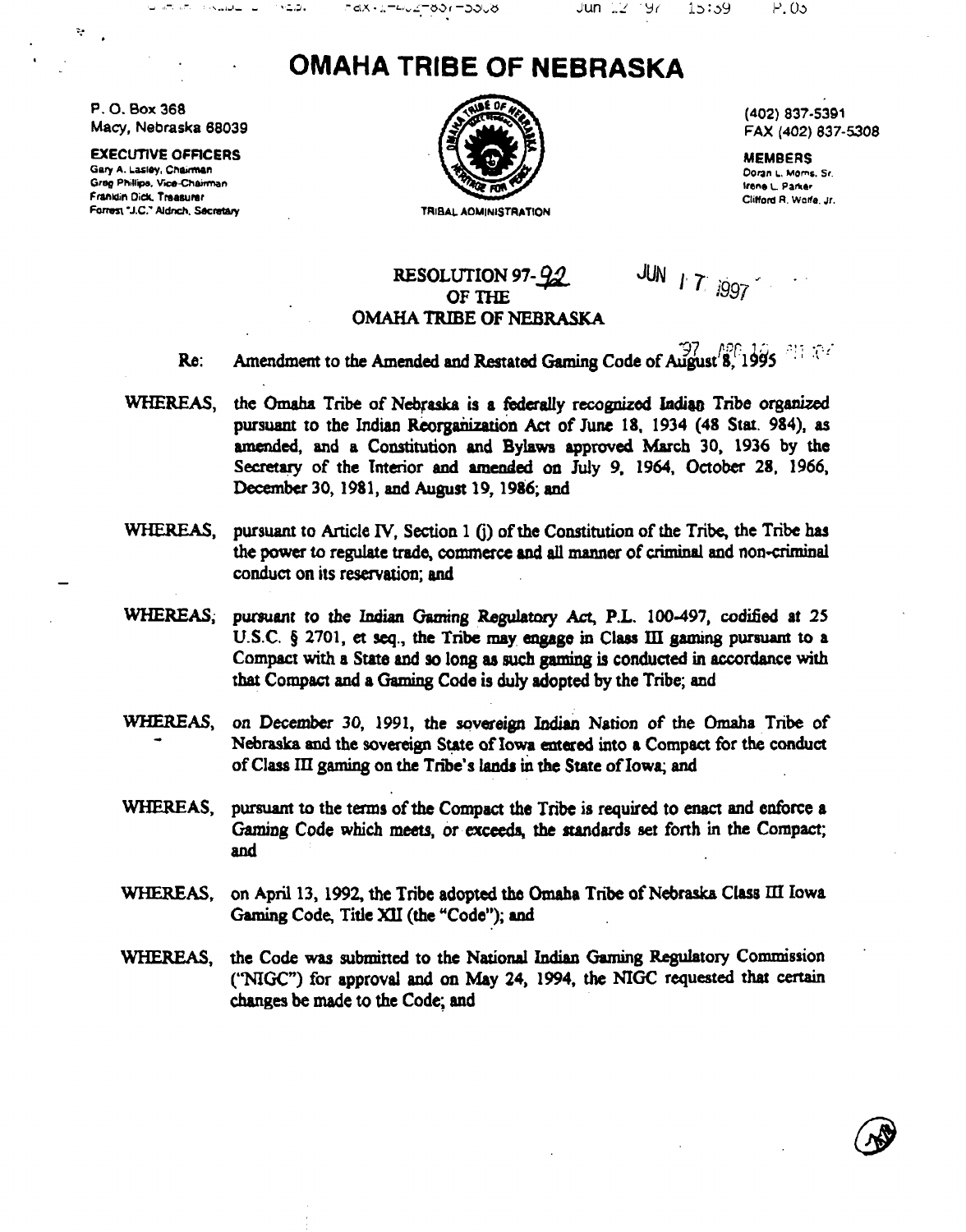# OMAHA TRIBE OF NEBRASKA

P. O. Box 368
Macy, Nebraska 68039

**EXECUTIVE OFFICERS**
Gary A. Lasley, Chairman
Greg Phillips, Vice-Chairman
Franklin Dick, Treasurer
Forrest "J.C." Aldrich, Secretary

TRIBAL ADMINISTRATION

(402) 837-5391
FAX (402) 837-5308

**MEMBERS**
Doran L. Morris, Sr.
Irene L. Parker
Clifford R. Wolfe, Jr.

## RESOLUTION 97-92
## OF THE
## OMAHA TRIBE OF NEBRASKA

JUN 17 1997

Re: Amendment to the Amended and Restated Gaming Code of August 8, 1995

WHEREAS, the Omaha Tribe of Nebraska is a federally recognized Indian Tribe organized pursuant to the Indian Reorganization Act of June 18, 1934 (48 Stat. 984), as amended, and a Constitution and Bylaws approved March 30, 1936 by the Secretary of the Interior and amended on July 9, 1964, October 28, 1966, December 30, 1981, and August 19, 1986; and

WHEREAS, pursuant to Article IV, Section 1 (j) of the Constitution of the Tribe, the Tribe has the power to regulate trade, commerce and all manner of criminal and non-criminal conduct on its reservation; and

WHEREAS, pursuant to the Indian Gaming Regulatory Act, P.L. 100-497, codified at 25 U.S.C. § 2701, et seq., the Tribe may engage in Class III gaming pursuant to a Compact with a State and so long as such gaming is conducted in accordance with that Compact and a Gaming Code is duly adopted by the Tribe; and

WHEREAS, on December 30, 1991, the sovereign Indian Nation of the Omaha Tribe of Nebraska and the sovereign State of Iowa entered into a Compact for the conduct of Class III gaming on the Tribe's lands in the State of Iowa; and

WHEREAS, pursuant to the terms of the Compact the Tribe is required to enact and enforce a Gaming Code which meets, or exceeds, the standards set forth in the Compact; and

WHEREAS, on April 13, 1992, the Tribe adopted the Omaha Tribe of Nebraska Class III Iowa Gaming Code, Title XII (the "Code"); and

WHEREAS, the Code was submitted to the National Indian Gaming Regulatory Commission ("NIGC") for approval and on May 24, 1994, the NIGC requested that certain changes be made to the Code; and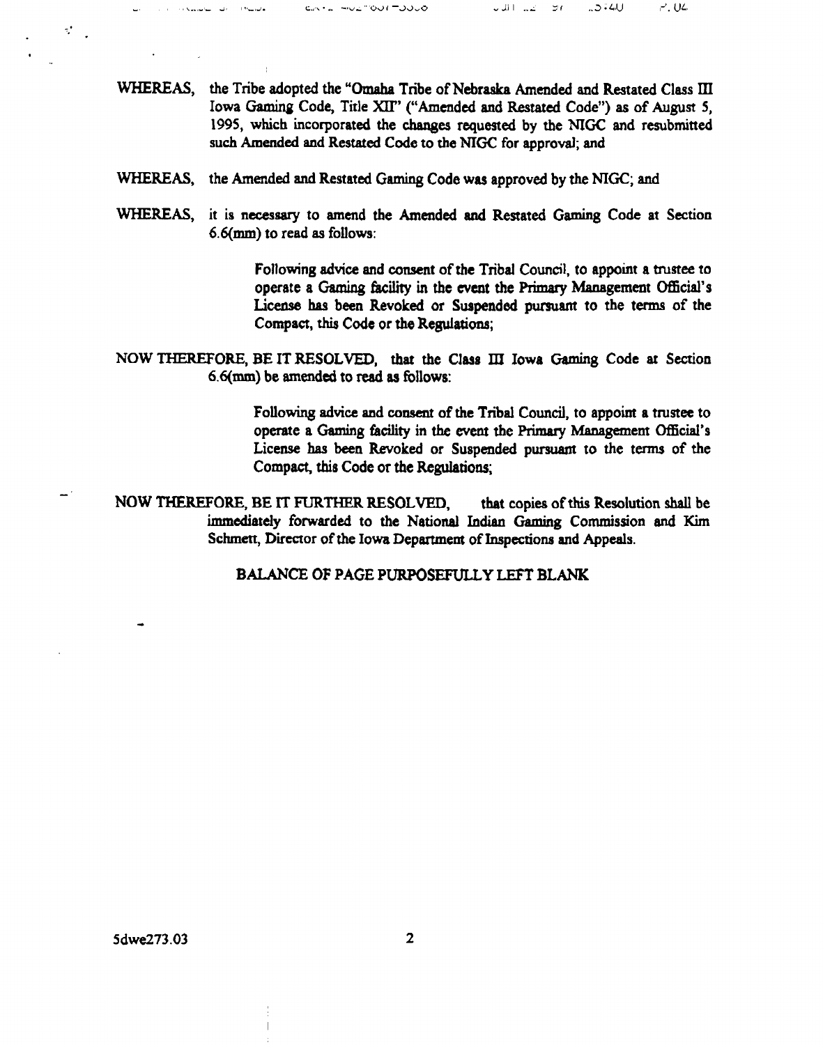WHEREAS, the Tribe adopted the "Omaha Tribe of Nebraska Amended and Restated Class III Iowa Gaming Code, Title XII" ("Amended and Restated Code") as of August 5, 1995, which incorporated the changes requested by the NIGC and resubmitted such Amended and Restated Code to the NIGC for approval; and

WHEREAS, the Amended and Restated Gaming Code was approved by the NIGC; and

WHEREAS, it is necessary to amend the Amended and Restated Gaming Code at Section 6.6(mm) to read as follows:

> Following advice and consent of the Tribal Council, to appoint a trustee to operate a Gaming facility in the event the Primary Management Official's License has been Revoked or Suspended pursuant to the terms of the Compact, this Code or the Regulations;

NOW THEREFORE, BE IT RESOLVED, that the Class III Iowa Gaming Code at Section 6.6(mm) be amended to read as follows:

> Following advice and consent of the Tribal Council, to appoint a trustee to operate a Gaming facility in the event the Primary Management Official's License has been Revoked or Suspended pursuant to the terms of the Compact, this Code or the Regulations;

NOW THEREFORE, BE IT FURTHER RESOLVED, that copies of this Resolution shall be immediately forwarded to the National Indian Gaming Commission and Kim Schmett, Director of the Iowa Department of Inspections and Appeals.

BALANCE OF PAGE PURPOSEFULLY LEFT BLANK

5dwe273.03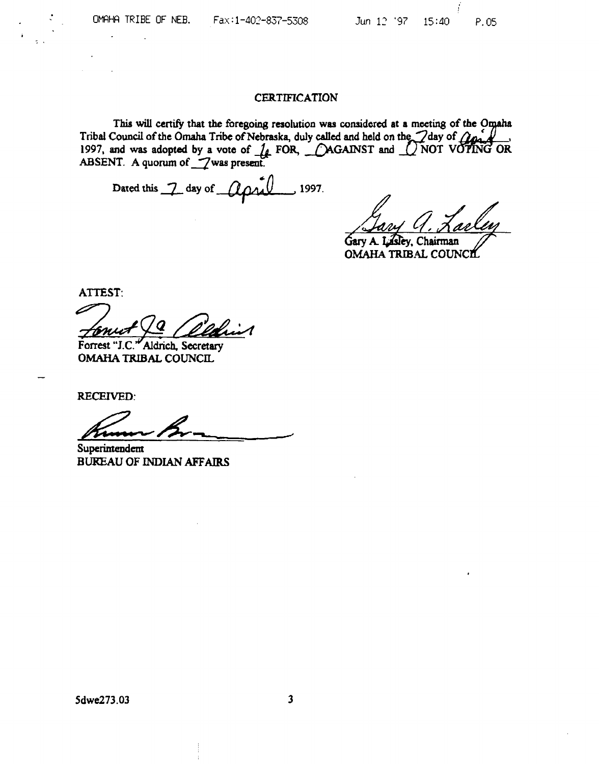## CERTIFICATION

This will certify that the foregoing resolution was considered at a meeting of the Omaha Tribal Council of the Omaha Tribe of Nebraska, duly called and held on the 7 day of April, 1997, and was adopted by a vote of 6 FOR, 0 AGAINST and 0 NOT VOTING OR ABSENT. A quorum of 7 was present.

Dated this 7 day of April, 1997.

Gary A. Lasley, Chairman
OMAHA TRIBAL COUNCIL

ATTEST:

Forrest "J.C." Aldrich, Secretary
OMAHA TRIBAL COUNCIL

RECEIVED:

Superintendent
BUREAU OF INDIAN AFFAIRS

Sdwe273.03